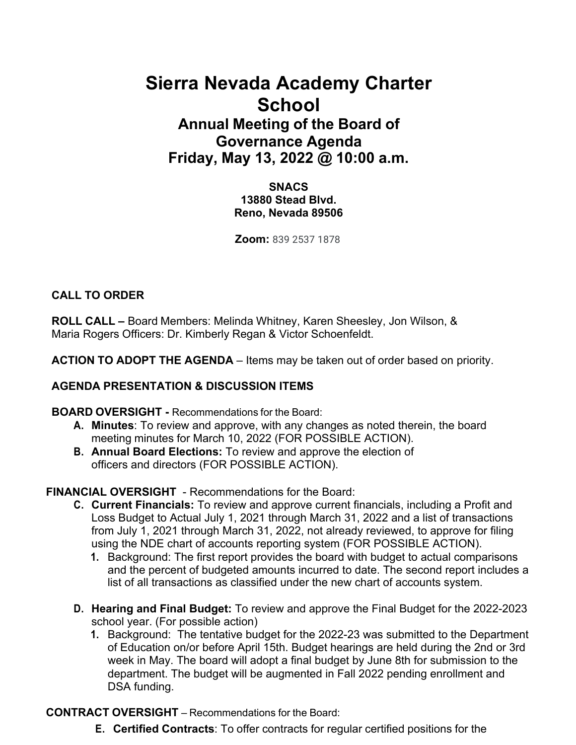# Sierra Nevada Academy Charter School

## Annual Meeting of the Board of Governance Agenda

## Friday, May 13, 2022 @ 10:00 a.m.

**SNACS**
**13880 Stead Blvd.**
**Reno, Nevada 89506**

**Zoom:** 839 2537 1878

**CALL TO ORDER**

**ROLL CALL –** Board Members: Melinda Whitney, Karen Sheesley, Jon Wilson, & Maria Rogers Officers: Dr. Kimberly Regan & Victor Schoenfeldt.

**ACTION TO ADOPT THE AGENDA** – Items may be taken out of order based on priority.

**AGENDA PRESENTATION & DISCUSSION ITEMS**

**BOARD OVERSIGHT -** Recommendations for the Board:

- **A. Minutes**: To review and approve, with any changes as noted therein, the board meeting minutes for March 10, 2022 (FOR POSSIBLE ACTION).
- **B. Annual Board Elections:** To review and approve the election of officers and directors (FOR POSSIBLE ACTION).

**FINANCIAL OVERSIGHT** - Recommendations for the Board:

- **C. Current Financials:** To review and approve current financials, including a Profit and Loss Budget to Actual July 1, 2021 through March 31, 2022 and a list of transactions from July 1, 2021 through March 31, 2022, not already reviewed, to approve for filing using the NDE chart of accounts reporting system (FOR POSSIBLE ACTION).
  1. Background: The first report provides the board with budget to actual comparisons and the percent of budgeted amounts incurred to date. The second report includes a list of all transactions as classified under the new chart of accounts system.
- **D. Hearing and Final Budget:** To review and approve the Final Budget for the 2022-2023 school year. (For possible action)
  1. Background: The tentative budget for the 2022-23 was submitted to the Department of Education on/or before April 15th. Budget hearings are held during the 2nd or 3rd week in May. The board will adopt a final budget by June 8th for submission to the department. The budget will be augmented in Fall 2022 pending enrollment and DSA funding.

**CONTRACT OVERSIGHT** – Recommendations for the Board:

- **E. Certified Contracts**: To offer contracts for regular certified positions for the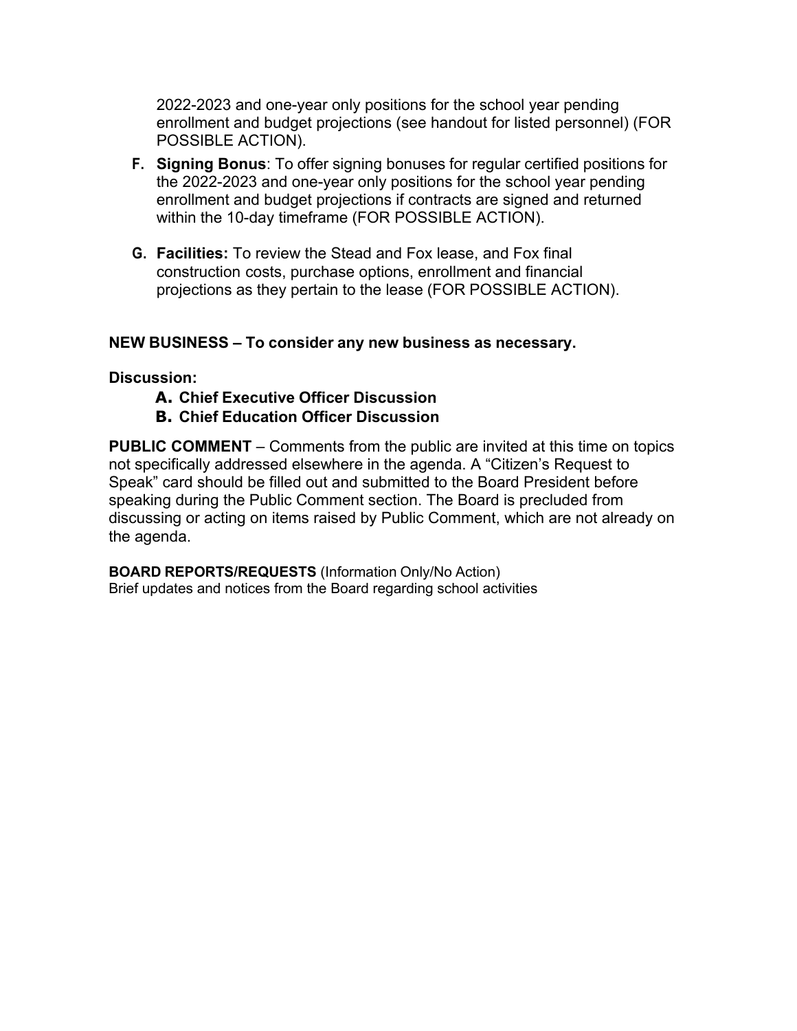2022-2023 and one-year only positions for the school year pending enrollment and budget projections (see handout for listed personnel) (FOR POSSIBLE ACTION).

F. **Signing Bonus**: To offer signing bonuses for regular certified positions for the 2022-2023 and one-year only positions for the school year pending enrollment and budget projections if contracts are signed and returned within the 10-day timeframe (FOR POSSIBLE ACTION).

G. **Facilities:** To review the Stead and Fox lease, and Fox final construction costs, purchase options, enrollment and financial projections as they pertain to the lease (FOR POSSIBLE ACTION).

**NEW BUSINESS – To consider any new business as necessary.**

**Discussion:**

A. **Chief Executive Officer Discussion**
B. **Chief Education Officer Discussion**

**PUBLIC COMMENT** – Comments from the public are invited at this time on topics not specifically addressed elsewhere in the agenda. A "Citizen's Request to Speak" card should be filled out and submitted to the Board President before speaking during the Public Comment section. The Board is precluded from discussing or acting on items raised by Public Comment, which are not already on the agenda.

**BOARD REPORTS/REQUESTS** (Information Only/No Action)
Brief updates and notices from the Board regarding school activities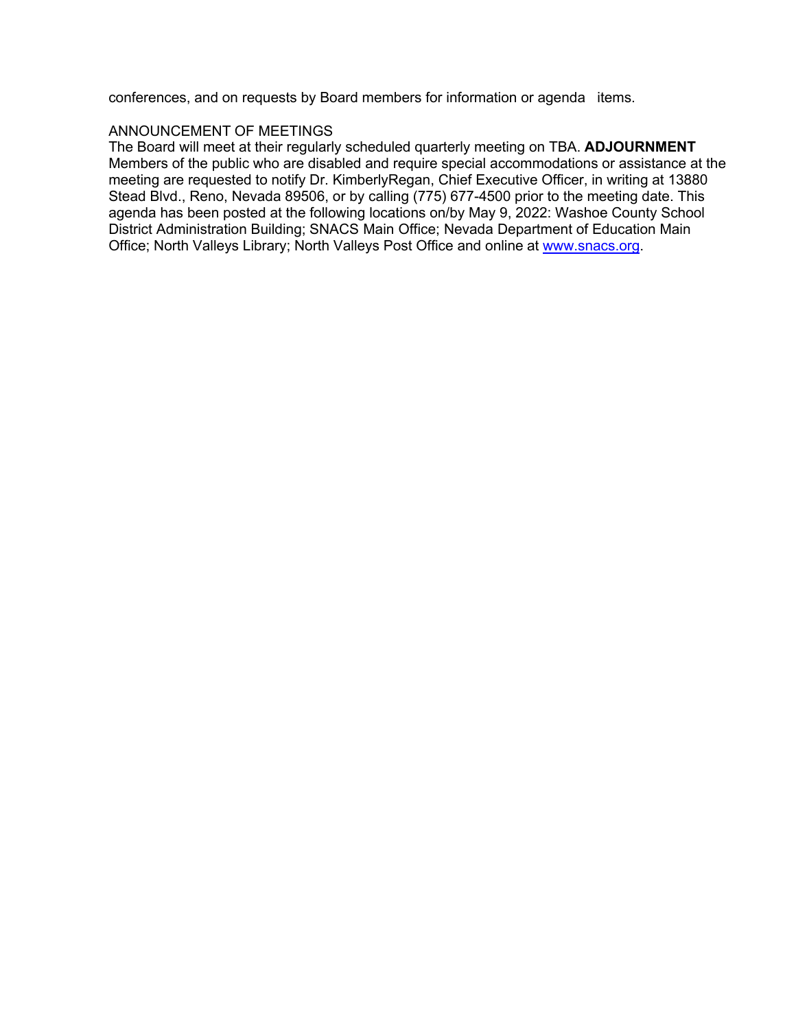conferences, and on requests by Board members for information or agenda items.

ANNOUNCEMENT OF MEETINGS

The Board will meet at their regularly scheduled quarterly meeting on TBA. **ADJOURNMENT** Members of the public who are disabled and require special accommodations or assistance at the meeting are requested to notify Dr. KimberlyRegan, Chief Executive Officer, in writing at 13880 Stead Blvd., Reno, Nevada 89506, or by calling (775) 677-4500 prior to the meeting date. This agenda has been posted at the following locations on/by May 9, 2022: Washoe County School District Administration Building; SNACS Main Office; Nevada Department of Education Main Office; North Valleys Library; North Valleys Post Office and online at [www.snacs.org](http://www.snacs.org).